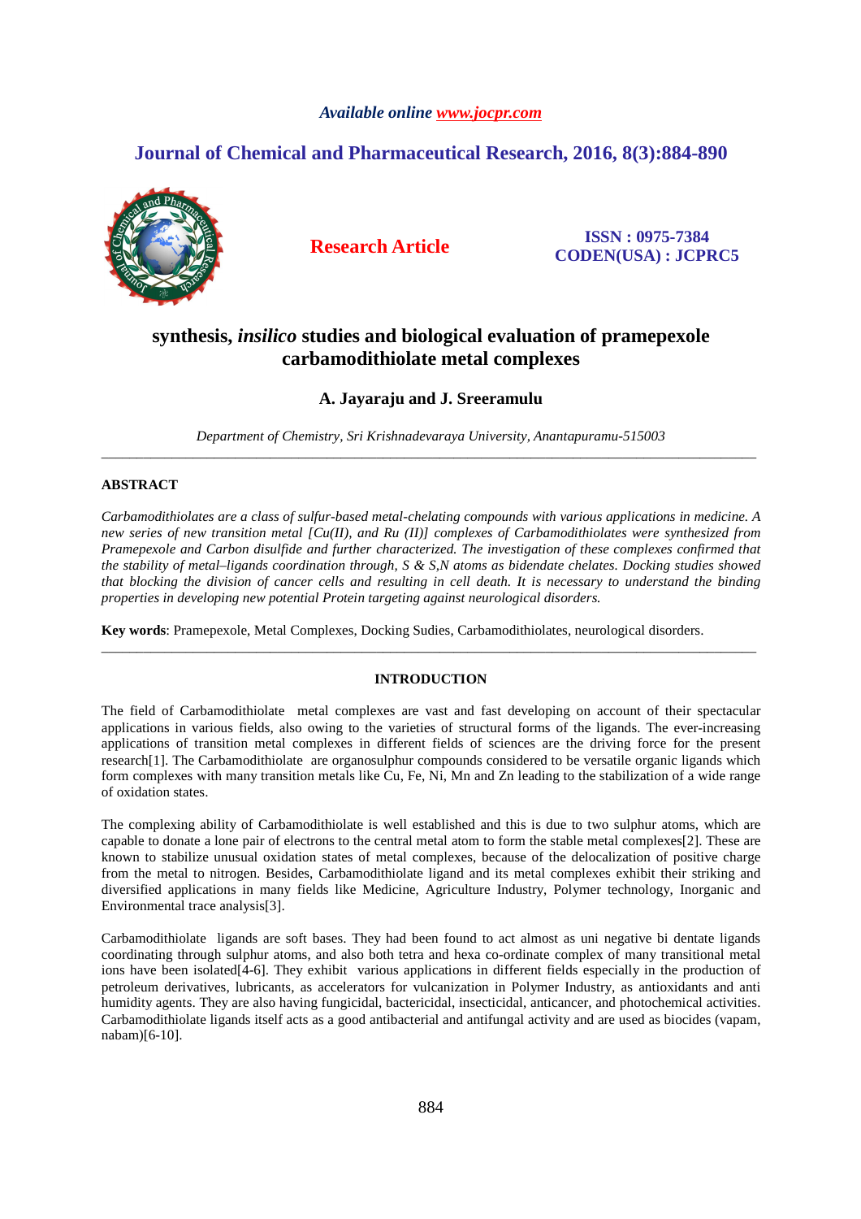Available online www.jocpr.com

# Journal of Chemical and Pharmaceutical Research, 2016, 8(3):884-890

**Research Article**

**ISSN : 0975-7384**
**CODEN(USA) : JCPRC5**

# synthesis, *insilico* studies and biological evaluation of pramepexole carbamodithiolate metal complexes

**A. Jayaraju and J. Sreeramulu**

*Department of Chemistry, Sri Krishnadevaraya University, Anantapuramu-515003*

---

## ABSTRACT

*Carbamodithiolates are a class of sulfur-based metal-chelating compounds with various applications in medicine. A new series of new transition metal [Cu(II), and Ru (II)] complexes of Carbamodithiolates were synthesized from Pramepexole and Carbon disulfide and further characterized. The investigation of these complexes confirmed that the stability of metal–ligands coordination through, S & S,N atoms as bidendate chelates. Docking studies showed that blocking the division of cancer cells and resulting in cell death. It is necessary to understand the binding properties in developing new potential Protein targeting against neurological disorders.*

**Key words**: Pramepexole, Metal Complexes, Docking Sudies, Carbamodithiolates, neurological disorders.

---

## INTRODUCTION

The field of Carbamodithiolate metal complexes are vast and fast developing on account of their spectacular applications in various fields, also owing to the varieties of structural forms of the ligands. The ever-increasing applications of transition metal complexes in different fields of sciences are the driving force for the present research[1]. The Carbamodithiolate are organosulphur compounds considered to be versatile organic ligands which form complexes with many transition metals like Cu, Fe, Ni, Mn and Zn leading to the stabilization of a wide range of oxidation states.

The complexing ability of Carbamodithiolate is well established and this is due to two sulphur atoms, which are capable to donate a lone pair of electrons to the central metal atom to form the stable metal complexes[2]. These are known to stabilize unusual oxidation states of metal complexes, because of the delocalization of positive charge from the metal to nitrogen. Besides, Carbamodithiolate ligand and its metal complexes exhibit their striking and diversified applications in many fields like Medicine, Agriculture Industry, Polymer technology, Inorganic and Environmental trace analysis[3].

Carbamodithiolate ligands are soft bases. They had been found to act almost as uni negative bi dentate ligands coordinating through sulphur atoms, and also both tetra and hexa co-ordinate complex of many transitional metal ions have been isolated[4-6]. They exhibit various applications in different fields especially in the production of petroleum derivatives, lubricants, as accelerators for vulcanization in Polymer Industry, as antioxidants and anti humidity agents. They are also having fungicidal, bactericidal, insecticidal, anticancer, and photochemical activities. Carbamodithiolate ligands itself acts as a good antibacterial and antifungal activity and are used as biocides (vapam, nabam)[6-10].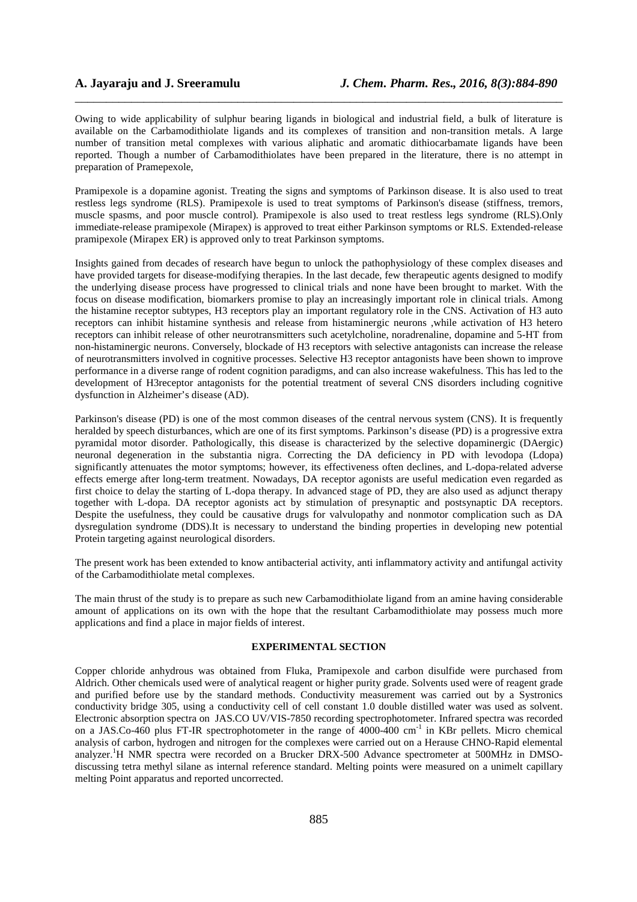Owing to wide applicability of sulphur bearing ligands in biological and industrial field, a bulk of literature is available on the Carbamodithiolate ligands and its complexes of transition and non-transition metals. A large number of transition metal complexes with various aliphatic and aromatic dithiocarbamate ligands have been reported. Though a number of Carbamodithiolates have been prepared in the literature, there is no attempt in preparation of Pramepexole,

Pramipexole is a dopamine agonist. Treating the signs and symptoms of Parkinson disease. It is also used to treat restless legs syndrome (RLS). Pramipexole is used to treat symptoms of Parkinson's disease (stiffness, tremors, muscle spasms, and poor muscle control). Pramipexole is also used to treat restless legs syndrome (RLS).Only immediate-release pramipexole (Mirapex) is approved to treat either Parkinson symptoms or RLS. Extended-release pramipexole (Mirapex ER) is approved only to treat Parkinson symptoms.

Insights gained from decades of research have begun to unlock the pathophysiology of these complex diseases and have provided targets for disease-modifying therapies. In the last decade, few therapeutic agents designed to modify the underlying disease process have progressed to clinical trials and none have been brought to market. With the focus on disease modification, biomarkers promise to play an increasingly important role in clinical trials. Among the histamine receptor subtypes, H3 receptors play an important regulatory role in the CNS. Activation of H3 auto receptors can inhibit histamine synthesis and release from histaminergic neurons ,while activation of H3 hetero receptors can inhibit release of other neurotransmitters such acetylcholine, noradrenaline, dopamine and 5-HT from non-histaminergic neurons. Conversely, blockade of H3 receptors with selective antagonists can increase the release of neurotransmitters involved in cognitive processes. Selective H3 receptor antagonists have been shown to improve performance in a diverse range of rodent cognition paradigms, and can also increase wakefulness. This has led to the development of H3receptor antagonists for the potential treatment of several CNS disorders including cognitive dysfunction in Alzheimer's disease (AD).

Parkinson's disease (PD) is one of the most common diseases of the central nervous system (CNS). It is frequently heralded by speech disturbances, which are one of its first symptoms. Parkinson's disease (PD) is a progressive extra pyramidal motor disorder. Pathologically, this disease is characterized by the selective dopaminergic (DAergic) neuronal degeneration in the substantia nigra. Correcting the DA deficiency in PD with levodopa (Ldopa) significantly attenuates the motor symptoms; however, its effectiveness often declines, and L-dopa-related adverse effects emerge after long-term treatment. Nowadays, DA receptor agonists are useful medication even regarded as first choice to delay the starting of L-dopa therapy. In advanced stage of PD, they are also used as adjunct therapy together with L-dopa. DA receptor agonists act by stimulation of presynaptic and postsynaptic DA receptors. Despite the usefulness, they could be causative drugs for valvulopathy and nonmotor complication such as DA dysregulation syndrome (DDS).It is necessary to understand the binding properties in developing new potential Protein targeting against neurological disorders.

The present work has been extended to know antibacterial activity, anti inflammatory activity and antifungal activity of the Carbamodithiolate metal complexes.

The main thrust of the study is to prepare as such new Carbamodithiolate ligand from an amine having considerable amount of applications on its own with the hope that the resultant Carbamodithiolate may possess much more applications and find a place in major fields of interest.

## EXPERIMENTAL SECTION

Copper chloride anhydrous was obtained from Fluka, Pramipexole and carbon disulfide were purchased from Aldrich. Other chemicals used were of analytical reagent or higher purity grade. Solvents used were of reagent grade and purified before use by the standard methods. Conductivity measurement was carried out by a Systronics conductivity bridge 305, using a conductivity cell of cell constant 1.0 double distilled water was used as solvent. Electronic absorption spectra on JAS.CO UV/VIS-7850 recording spectrophotometer. Infrared spectra was recorded on a JAS.Co-460 plus FT-IR spectrophotometer in the range of 4000-400 $cm^{-1}$ in KBr pellets. Micro chemical analysis of carbon, hydrogen and nitrogen for the complexes were carried out on a Herause CHNO-Rapid elemental analyzer.$^{1}$H NMR spectra were recorded on a Brucker DRX-500 Advance spectrometer at 500MHz in DMSO-discussing tetra methyl silane as internal reference standard. Melting points were measured on a unimelt capillary melting Point apparatus and reported uncorrected.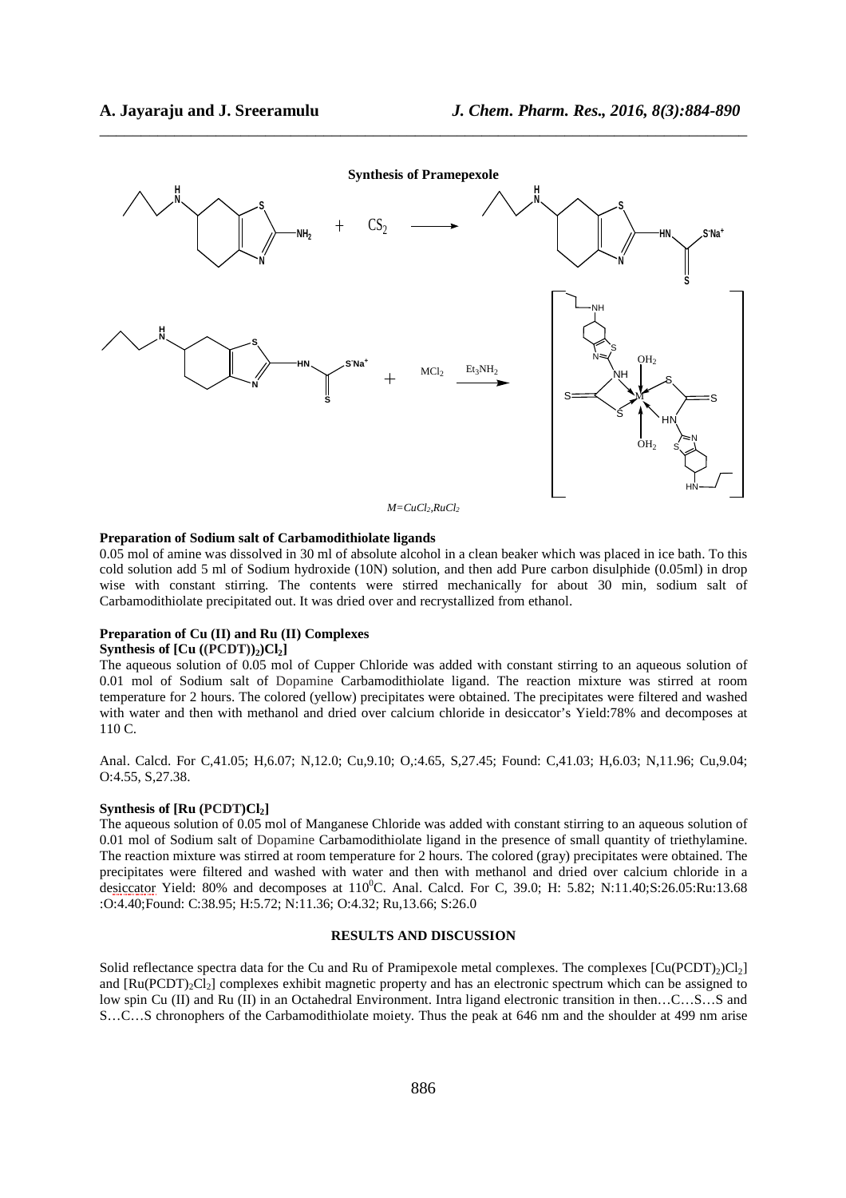**Synthesis of Pramepexole**

$M = CuCl_2, RuCl_2$

**Preparation of Sodium salt of Carbamodithiolate ligands**

0.05 mol of amine was dissolved in 30 ml of absolute alcohol in a clean beaker which was placed in ice bath. To this cold solution add 5 ml of Sodium hydroxide (10N) solution, and then add Pure carbon disulphide (0.05ml) in drop wise with constant stirring. The contents were stirred mechanically for about 30 min, sodium salt of Carbamodithiolate precipitated out. It was dried over and recrystallized from ethanol.

**Preparation of Cu (II) and Ru (II) Complexes**

**Synthesis of [Cu ((PCDT))$_2$)$Cl_2$]**

The aqueous solution of 0.05 mol of Cupper Chloride was added with constant stirring to an aqueous solution of 0.01 mol of Sodium salt of Dopamine Carbamodithiolate ligand. The reaction mixture was stirred at room temperature for 2 hours. The colored (yellow) precipitates were obtained. The precipitates were filtered and washed with water and then with methanol and dried over calcium chloride in desiccator's Yield:78% and decomposes at 110 C.

Anal. Calcd. For C,41.05; H,6.07; N,12.0; Cu,9.10; O,:4.65, S,27.45; Found: C,41.03; H,6.03; N,11.96; Cu,9.04; O:4.55, S,27.38.

**Synthesis of [Ru (PCDT)$Cl_2$]**

The aqueous solution of 0.05 mol of Manganese Chloride was added with constant stirring to an aqueous solution of 0.01 mol of Sodium salt of Dopamine Carbamodithiolate ligand in the presence of small quantity of triethylamine. The reaction mixture was stirred at room temperature for 2 hours. The colored (gray) precipitates were obtained. The precipitates were filtered and washed with water and then with methanol and dried over calcium chloride in a desiccator Yield: 80% and decomposes at 110$^0$C. Anal. Calcd. For C, 39.0; H: 5.82; N:11.40;S:26.05:Ru:13.68 :O:4.40;Found: C:38.95; H:5.72; N:11.36; O:4.32; Ru,13.66; S:26.0

## RESULTS AND DISCUSSION

Solid reflectance spectra data for the Cu and Ru of Pramipexole metal complexes. The complexes [Cu(PCDT)$_2$)$Cl_2$] and [Ru(PCDT)$_2Cl_2$] complexes exhibit magnetic property and has an electronic spectrum which can be assigned to low spin Cu (II) and Ru (II) in an Octahedral Environment. Intra ligand electronic transition in then…C…S…S and S…C…S chronophers of the Carbamodithiolate moiety. Thus the peak at 646 nm and the shoulder at 499 nm arise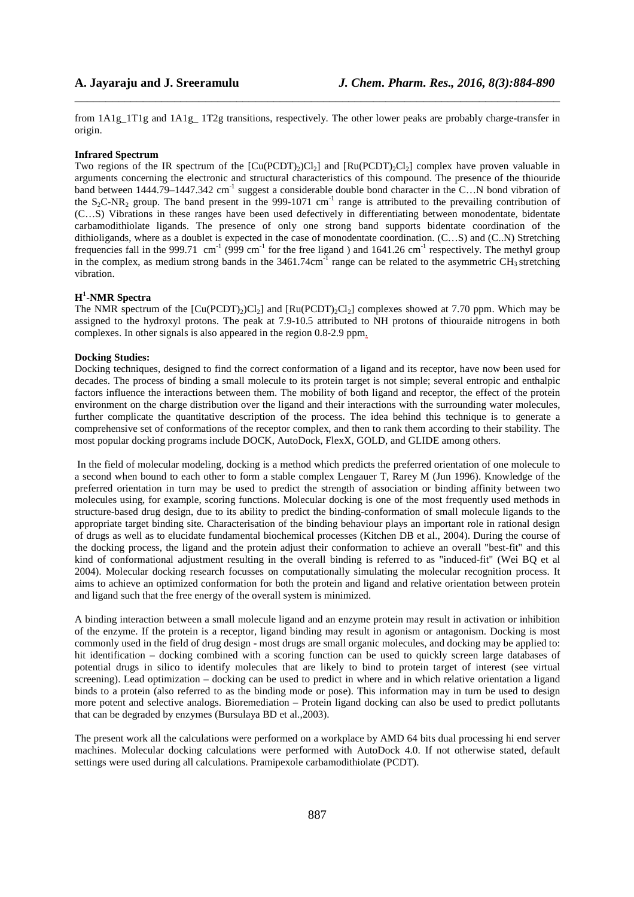from 1A1g_1T1g and 1A1g_ 1T2g transitions, respectively. The other lower peaks are probably charge-transfer in origin.

**Infrared Spectrum**

Two regions of the IR spectrum of the $[Cu(PCDT)_2)Cl_2]$ and $[Ru(PCDT)_2Cl_2]$ complex have proven valuable in arguments concerning the electronic and structural characteristics of this compound. The presence of the thiouride band between 1444.79–1447.342 $cm^{-1}$ suggest a considerable double bond character in the C…N bond vibration of the $S_2C$-$NR_2$ group. The band present in the 999-1071 $cm^{-1}$ range is attributed to the prevailing contribution of (C…S) Vibrations in these ranges have been used defectively in differentiating between monodentate, bidentate carbamodithiolate ligands. The presence of only one strong band supports bidentate coordination of the dithioligands, where as a doublet is expected in the case of monodentate coordination. (C…S) and (C..N) Stretching frequencies fall in the 999.71 $cm^{-1}$ (999 $cm^{-1}$ for the free ligand ) and 1641.26 $cm^{-1}$ respectively. The methyl group in the complex, as medium strong bands in the 3461.74$cm^{-1}$ range can be related to the asymmetric $CH_3$ stretching vibration.

**$H^1$-NMR Spectra**

The NMR spectrum of the $[Cu(PCDT)_2)Cl_2]$ and $[Ru(PCDT)_2Cl_2]$ complexes showed at 7.70 ppm. Which may be assigned to the hydroxyl protons. The peak at 7.9-10.5 attributed to NH protons of thiouraide nitrogens in both complexes. In other signals is also appeared in the region 0.8-2.9 ppm.

**Docking Studies:**

Docking techniques, designed to find the correct conformation of a ligand and its receptor, have now been used for decades. The process of binding a small molecule to its protein target is not simple; several entropic and enthalpic factors influence the interactions between them. The mobility of both ligand and receptor, the effect of the protein environment on the charge distribution over the ligand and their interactions with the surrounding water molecules, further complicate the quantitative description of the process. The idea behind this technique is to generate a comprehensive set of conformations of the receptor complex, and then to rank them according to their stability. The most popular docking programs include DOCK, AutoDock, FlexX, GOLD, and GLIDE among others.

In the field of molecular modeling, docking is a method which predicts the preferred orientation of one molecule to a second when bound to each other to form a stable complex Lengauer T, Rarey M (Jun 1996). Knowledge of the preferred orientation in turn may be used to predict the strength of association or binding affinity between two molecules using, for example, scoring functions. Molecular docking is one of the most frequently used methods in structure-based drug design, due to its ability to predict the binding-conformation of small molecule ligands to the appropriate target binding site. Characterisation of the binding behaviour plays an important role in rational design of drugs as well as to elucidate fundamental biochemical processes (Kitchen DB et al., 2004). During the course of the docking process, the ligand and the protein adjust their conformation to achieve an overall "best-fit" and this kind of conformational adjustment resulting in the overall binding is referred to as "induced-fit" (Wei BQ et al 2004). Molecular docking research focusses on computationally simulating the molecular recognition process. It aims to achieve an optimized conformation for both the protein and ligand and relative orientation between protein and ligand such that the free energy of the overall system is minimized.

A binding interaction between a small molecule ligand and an enzyme protein may result in activation or inhibition of the enzyme. If the protein is a receptor, ligand binding may result in agonism or antagonism. Docking is most commonly used in the field of drug design - most drugs are small organic molecules, and docking may be applied to: hit identification – docking combined with a scoring function can be used to quickly screen large databases of potential drugs in silico to identify molecules that are likely to bind to protein target of interest (see virtual screening). Lead optimization – docking can be used to predict in where and in which relative orientation a ligand binds to a protein (also referred to as the binding mode or pose). This information may in turn be used to design more potent and selective analogs. Bioremediation – Protein ligand docking can also be used to predict pollutants that can be degraded by enzymes (Bursulaya BD et al.,2003).

The present work all the calculations were performed on a workplace by AMD 64 bits dual processing hi end server machines. Molecular docking calculations were performed with AutoDock 4.0. If not otherwise stated, default settings were used during all calculations. Pramipexole carbamodithiolate (PCDT).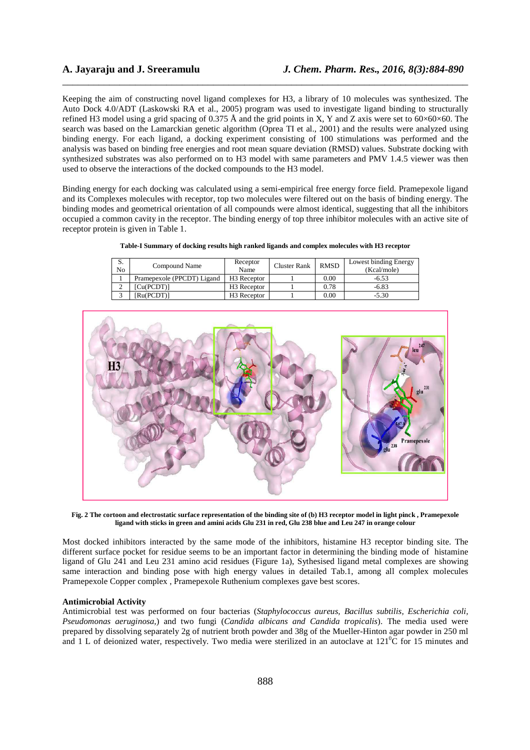Keeping the aim of constructing novel ligand complexes for H3, a library of 10 molecules was synthesized. The Auto Dock 4.0/ADT (Laskowski RA et al., 2005) program was used to investigate ligand binding to structurally refined H3 model using a grid spacing of 0.375 Å and the grid points in X, Y and Z axis were set to 60×60×60. The search was based on the Lamarckian genetic algorithm (Oprea TI et al., 2001) and the results were analyzed using binding energy. For each ligand, a docking experiment consisting of 100 stimulations was performed and the analysis was based on binding free energies and root mean square deviation (RMSD) values. Substrate docking with synthesized substrates was also performed on to H3 model with same parameters and PMV 1.4.5 viewer was then used to observe the interactions of the docked compounds to the H3 model.

Binding energy for each docking was calculated using a semi-empirical free energy force field. Pramepexole ligand and its Complexes molecules with receptor, top two molecules were filtered out on the basis of binding energy. The binding modes and geometrical orientation of all compounds were almost identical, suggesting that all the inhibitors occupied a common cavity in the receptor. The binding energy of top three inhibitor molecules with an active site of receptor protein is given in Table 1.

**Table-I Summary of docking results high ranked ligands and complex molecules with H3 receptor**

| S. No | Compound Name | Receptor Name | Cluster Rank | RMSD | Lowest binding Energy (Kcal/mole) |
|---|---|---|---|---|---|
| 1 | Pramepexole (PCPDT) Ligand | H3 Receptor | 1 | 0.00 | -6.53 |
| 2 | [Cu(PCDT)] | H3 Receptor | 1 | 0.78 | -6.83 |
| 3 | [Ru(PCDT)] | H3 Receptor | 1 | 0.00 | -5.30 |

**Fig. 2 The cortoon and electrostatic surface representation of the binding site of (b) H3 receptor model in light pinck , Pramepexole ligand with sticks in green and amini acids Glu 231 in red, Glu 238 blue and Leu 247 in orange colour**

Most docked inhibitors interacted by the same mode of the inhibitors, histamine H3 receptor binding site. The different surface pocket for residue seems to be an important factor in determining the binding mode of histamine ligand of Glu 241 and Leu 231 amino acid residues (Figure 1a), Sythesised ligand metal complexes are showing same interaction and binding pose with high energy values in detailed Tab.1, among all complex molecules Pramepexole Copper complex , Pramepexole Ruthenium complexes gave best scores.

**Antimicrobial Activity**

Antimicrobial test was performed on four bacterias (*Staphylococcus aureus, Bacillus subtilis, Escherichia coli, Pseudomonas aeruginosa,*) and two fungi (*Candida albicans and Candida tropicalis*). The media used were prepared by dissolving separately 2g of nutrient broth powder and 38g of the Mueller-Hinton agar powder in 250 ml and 1 L of deionized water, respectively. Two media were sterilized in an autoclave at $121^0$C for 15 minutes and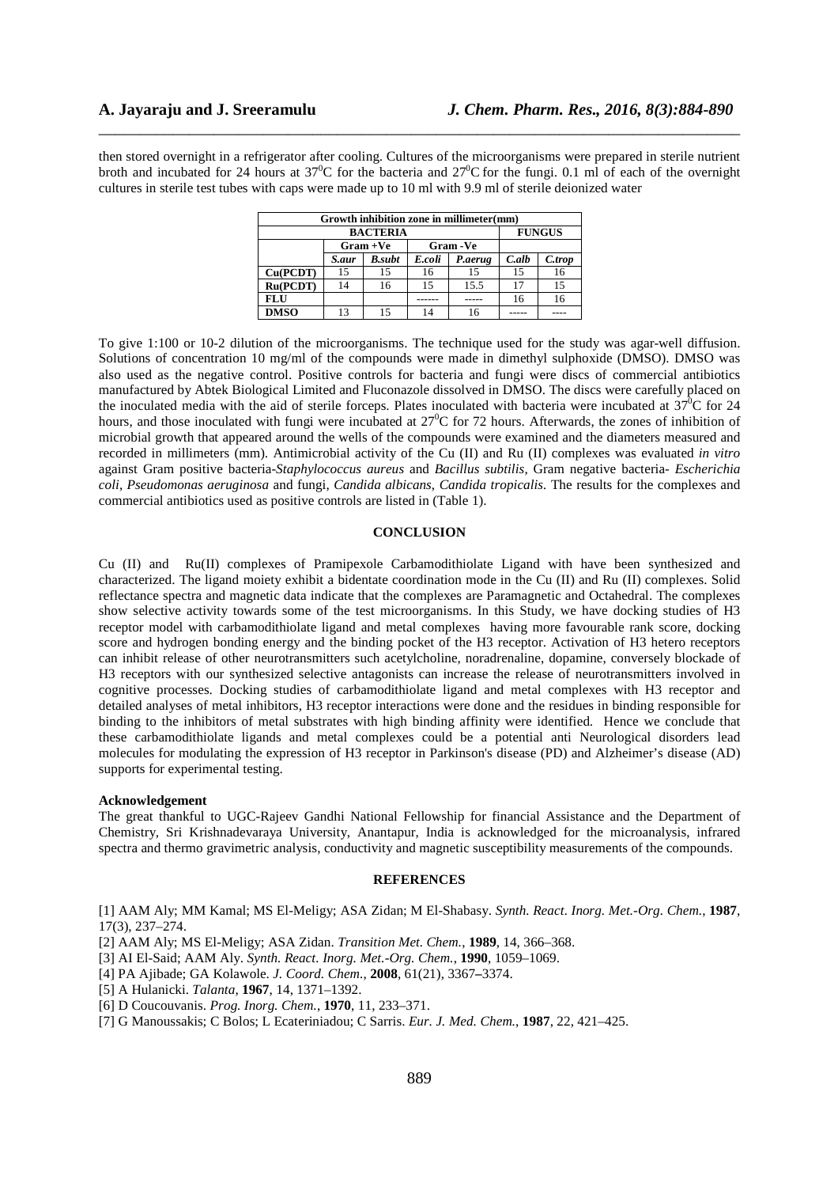then stored overnight in a refrigerator after cooling. Cultures of the microorganisms were prepared in sterile nutrient broth and incubated for 24 hours at $37^0$C for the bacteria and $27^0$C for the fungi. 0.1 ml of each of the overnight cultures in sterile test tubes with caps were made up to 10 ml with 9.9 ml of sterile deionized water

| Growth inhibition zone in millimeter(mm) | | | | | | |
|---|---|---|---|---|---|---|
| | BACTERIA | | | | FUNGUS | |
| | Gram +Ve | | Gram -Ve | | | |
| | *S.aur* | *B.subt* | *E.coli* | *P.aerug* | *C.alb* | *C.trop* |
| **Cu(PCDT)** | 15 | 15 | 16 | 15 | 15 | 16 |
| **Ru(PCDT)** | 14 | 16 | 15 | 15.5 | 17 | 15 |
| **FLU** | | | ------ | ----- | 16 | 16 |
| **DMSO** | 13 | 15 | 14 | 16 | ----- | ---- |

To give 1:100 or 10-2 dilution of the microorganisms. The technique used for the study was agar-well diffusion. Solutions of concentration 10 mg/ml of the compounds were made in dimethyl sulphoxide (DMSO). DMSO was also used as the negative control. Positive controls for bacteria and fungi were discs of commercial antibiotics manufactured by Abtek Biological Limited and Fluconazole dissolved in DMSO. The discs were carefully placed on the inoculated media with the aid of sterile forceps. Plates inoculated with bacteria were incubated at $37^0$C for 24 hours, and those inoculated with fungi were incubated at $27^0$C for 72 hours. Afterwards, the zones of inhibition of microbial growth that appeared around the wells of the compounds were examined and the diameters measured and recorded in millimeters (mm). Antimicrobial activity of the Cu (II) and Ru (II) complexes was evaluated *in vitro* against Gram positive bacteria-*Staphylococcus aureus* and *Bacillus subtilis*, Gram negative bacteria- *Escherichia coli*, *Pseudomonas aeruginosa* and fungi, *Candida albicans, Candida tropicalis.* The results for the complexes and commercial antibiotics used as positive controls are listed in (Table 1).

## CONCLUSION

Cu (II) and Ru(II) complexes of Pramipexole Carbamodithiolate Ligand with have been synthesized and characterized. The ligand moiety exhibit a bidentate coordination mode in the Cu (II) and Ru (II) complexes. Solid reflectance spectra and magnetic data indicate that the complexes are Paramagnetic and Octahedral. The complexes show selective activity towards some of the test microorganisms. In this Study, we have docking studies of H3 receptor model with carbamodithiolate ligand and metal complexes having more favourable rank score, docking score and hydrogen bonding energy and the binding pocket of the H3 receptor. Activation of H3 hetero receptors can inhibit release of other neurotransmitters such acetylcholine, noradrenaline, dopamine, conversely blockade of H3 receptors with our synthesized selective antagonists can increase the release of neurotransmitters involved in cognitive processes. Docking studies of carbamodithiolate ligand and metal complexes with H3 receptor and detailed analyses of metal inhibitors, H3 receptor interactions were done and the residues in binding responsible for binding to the inhibitors of metal substrates with high binding affinity were identified. Hence we conclude that these carbamodithiolate ligands and metal complexes could be a potential anti Neurological disorders lead molecules for modulating the expression of H3 receptor in Parkinson's disease (PD) and Alzheimer's disease (AD) supports for experimental testing.

**Acknowledgement**

The great thankful to UGC-Rajeev Gandhi National Fellowship for financial Assistance and the Department of Chemistry, Sri Krishnadevaraya University, Anantapur, India is acknowledged for the microanalysis, infrared spectra and thermo gravimetric analysis, conductivity and magnetic susceptibility measurements of the compounds.

## REFERENCES

[1] AAM Aly; MM Kamal; MS El-Meligy; ASA Zidan; M El-Shabasy. *Synth. React. Inorg. Met.-Org. Chem.*, **1987**, 17(3), 237–274.

[2] AAM Aly; MS El-Meligy; ASA Zidan. *Transition Met. Chem.*, **1989**, 14, 366–368.

[3] AI El-Said; AAM Aly. *Synth. React. Inorg. Met.-Org. Chem.*, **1990**, 1059–1069.

[4] PA Ajibade; GA Kolawole. *J. Coord. Chem.*, **2008**, 61(21), 3367–3374.

[5] A Hulanicki. *Talanta*, **1967**, 14, 1371–1392.

[6] D Coucouvanis. *Prog. Inorg. Chem.*, **1970**, 11, 233–371.

[7] G Manoussakis; C Bolos; L Ecateriniadou; C Sarris. *Eur. J. Med. Chem.*, **1987**, 22, 421–425.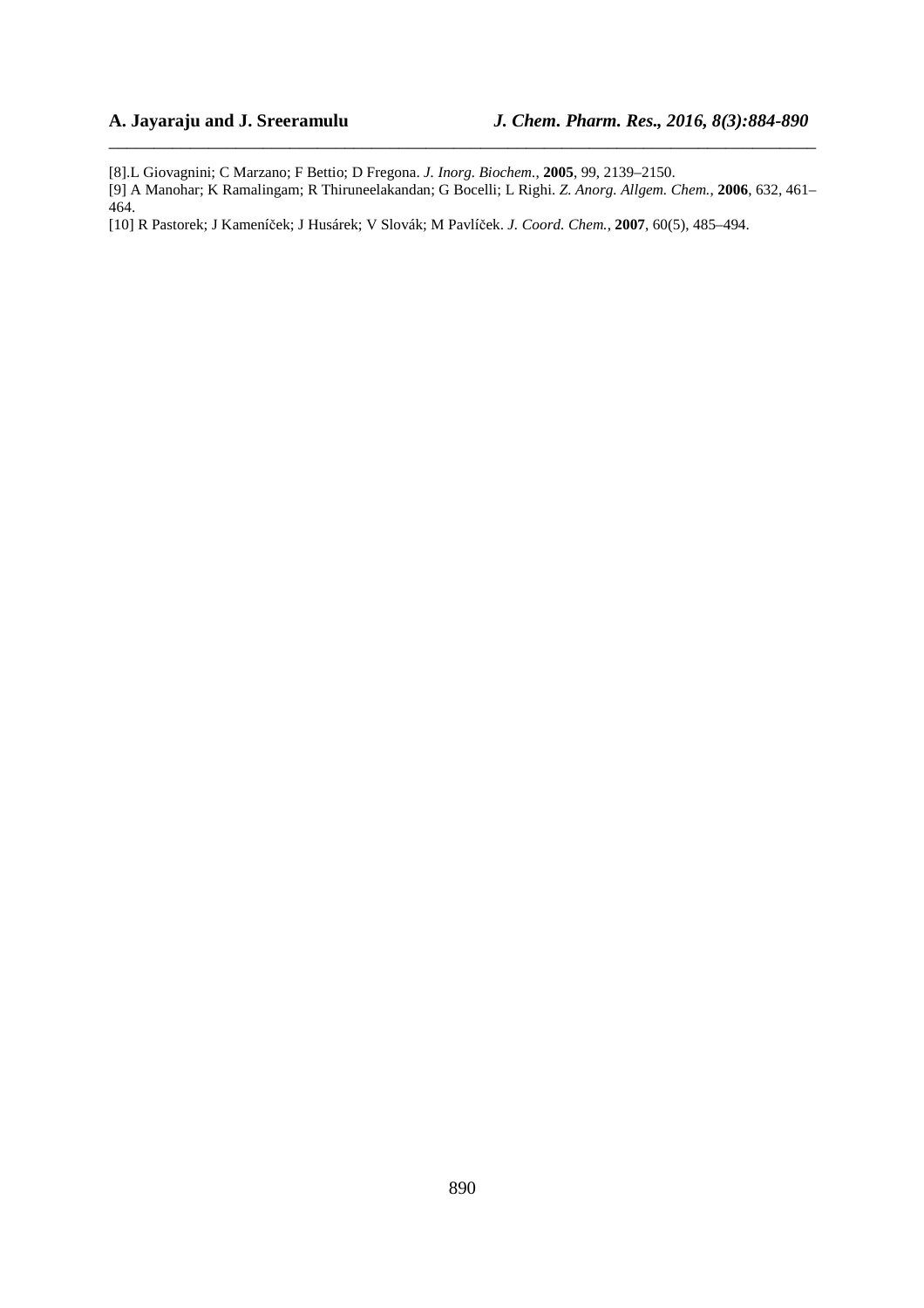[8].L Giovagnini; C Marzano; F Bettio; D Fregona. *J. Inorg. Biochem.*, **2005**, 99, 2139–2150.

[9] A Manohar; K Ramalingam; R Thiruneelakandan; G Bocelli; L Righi. *Z. Anorg. Allgem. Chem.*, **2006**, 632, 461–464.

[10] R Pastorek; J Kameníček; J Husárek; V Slovák; M Pavlíček. *J. Coord. Chem.*, **2007**, 60(5), 485–494.